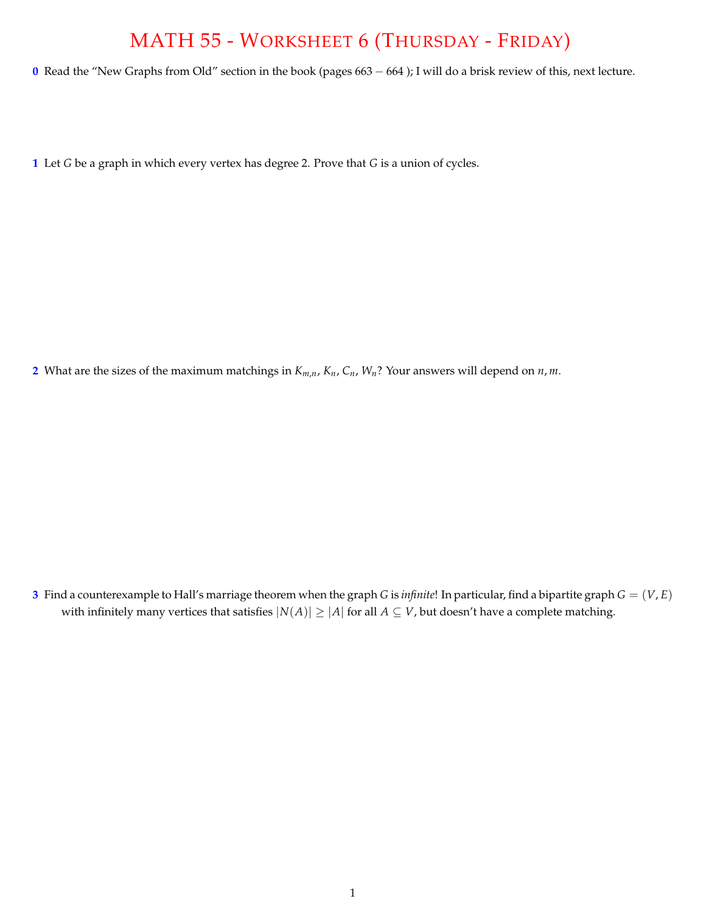# MATH 55 - WORKSHEET 6 (THURSDAY - FRIDAY)

**0** Read the "New Graphs from Old" section in the book (pages $663 - 664$ ); I will do a brisk review of this, next lecture.

**1** Let $G$ be a graph in which every vertex has degree 2. Prove that $G$ is a union of cycles.

**2** What are the sizes of the maximum matchings in $K_{m,n}$, $K_n$, $C_n$, $W_n$? Your answers will depend on $n, m$.

**3** Find a counterexample to Hall's marriage theorem when the graph $G$ is *infinite*! In particular, find a bipartite graph $G = (V, E)$ with infinitely many vertices that satisfies $|N(A)| \geq |A|$ for all $A \subseteq V$, but doesn't have a complete matching.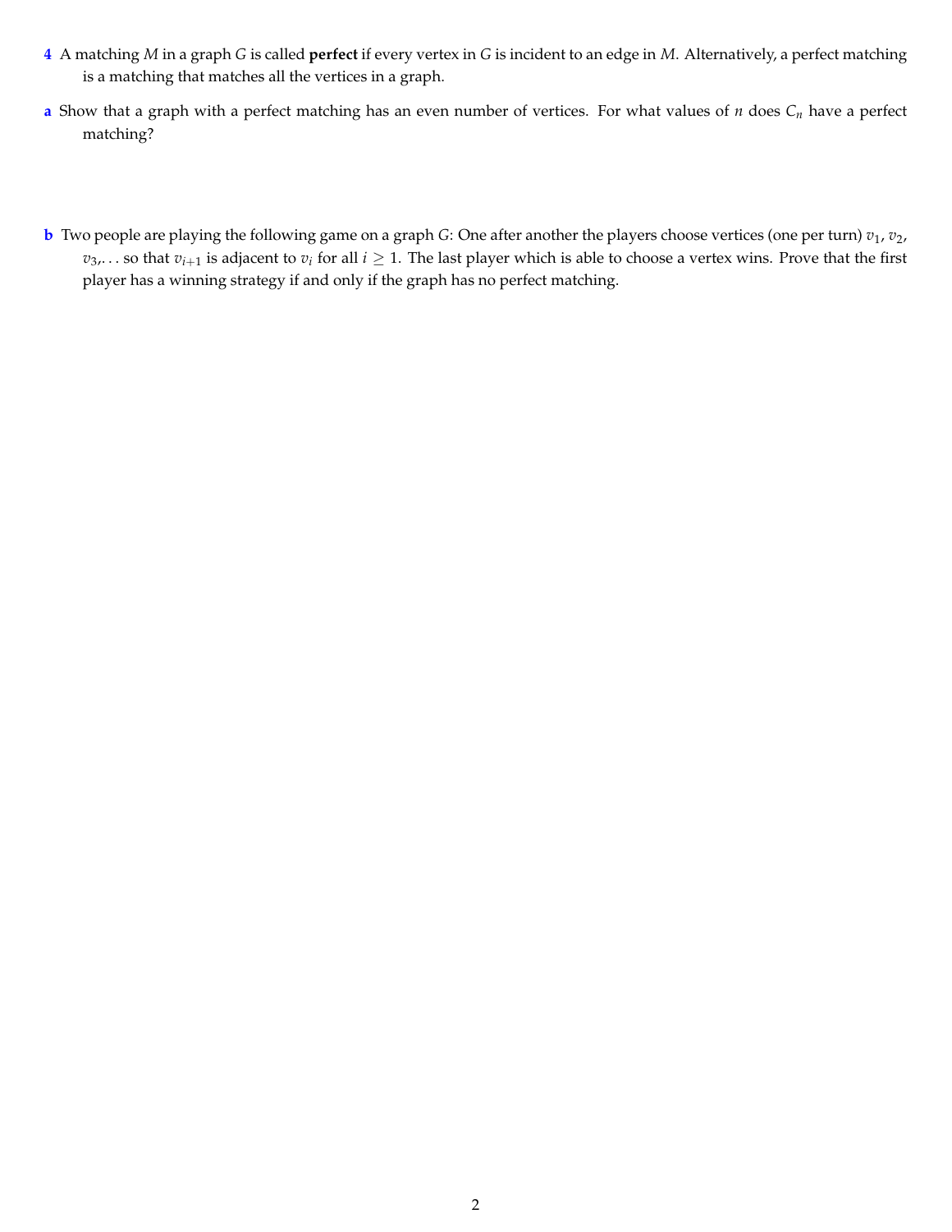**4** A matching $M$ in a graph $G$ is called **perfect** if every vertex in $G$ is incident to an edge in $M$. Alternatively, a perfect matching is a matching that matches all the vertices in a graph.

**a** Show that a graph with a perfect matching has an even number of vertices. For what values of $n$ does $C_n$ have a perfect matching?

**b** Two people are playing the following game on a graph $G$: One after another the players choose vertices (one per turn) $v_1$, $v_2$, $v_3$,... so that $v_{i+1}$ is adjacent to $v_i$ for all $i \geq 1$. The last player which is able to choose a vertex wins. Prove that the first player has a winning strategy if and only if the graph has no perfect matching.